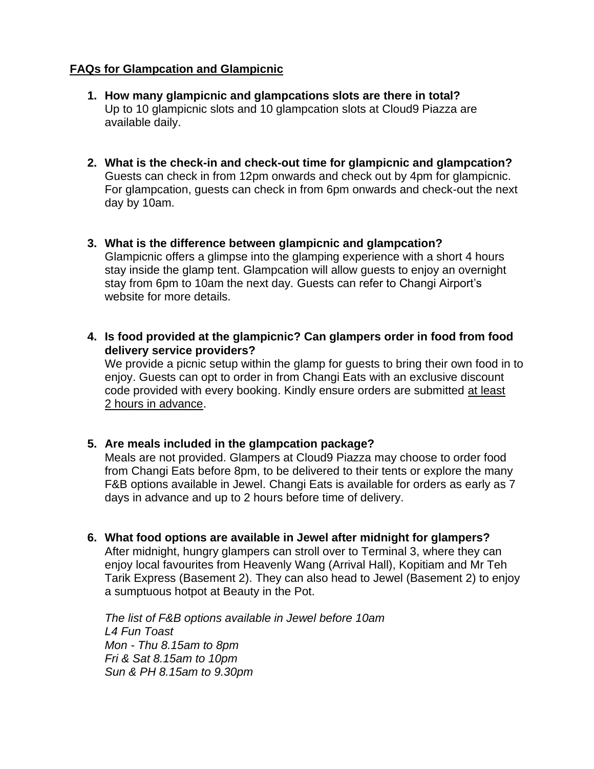**<u>FAQs for Glampcation and Glampicnic</u>**

1. **How many glampicnic and glampcations slots are there in total?**
   Up to 10 glampicnic slots and 10 glampcation slots at Cloud9 Piazza are available daily.

2. **What is the check-in and check-out time for glampicnic and glampcation?**
   Guests can check in from 12pm onwards and check out by 4pm for glampicnic. For glampcation, guests can check in from 6pm onwards and check-out the next day by 10am.

3. **What is the difference between glampicnic and glampcation?**
   Glampicnic offers a glimpse into the glamping experience with a short 4 hours stay inside the glamp tent. Glampcation will allow guests to enjoy an overnight stay from 6pm to 10am the next day. Guests can refer to Changi Airport's website for more details.

4. **Is food provided at the glampicnic? Can glampers order in food from food delivery service providers?**
   We provide a picnic setup within the glamp for guests to bring their own food in to enjoy. Guests can opt to order in from Changi Eats with an exclusive discount code provided with every booking. Kindly ensure orders are submitted <u>at least 2 hours in advance</u>.

5. **Are meals included in the glampcation package?**
   Meals are not provided. Glampers at Cloud9 Piazza may choose to order food from Changi Eats before 8pm, to be delivered to their tents or explore the many F&B options available in Jewel. Changi Eats is available for orders as early as 7 days in advance and up to 2 hours before time of delivery.

6. **What food options are available in Jewel after midnight for glampers?**
   After midnight, hungry glampers can stroll over to Terminal 3, where they can enjoy local favourites from Heavenly Wang (Arrival Hall), Kopitiam and Mr Teh Tarik Express (Basement 2). They can also head to Jewel (Basement 2) to enjoy a sumptuous hotpot at Beauty in the Pot.

   *The list of F&B options available in Jewel before 10am*
   *L4 Fun Toast*
   *Mon - Thu 8.15am to 8pm*
   *Fri & Sat 8.15am to 10pm*
   *Sun & PH 8.15am to 9.30pm*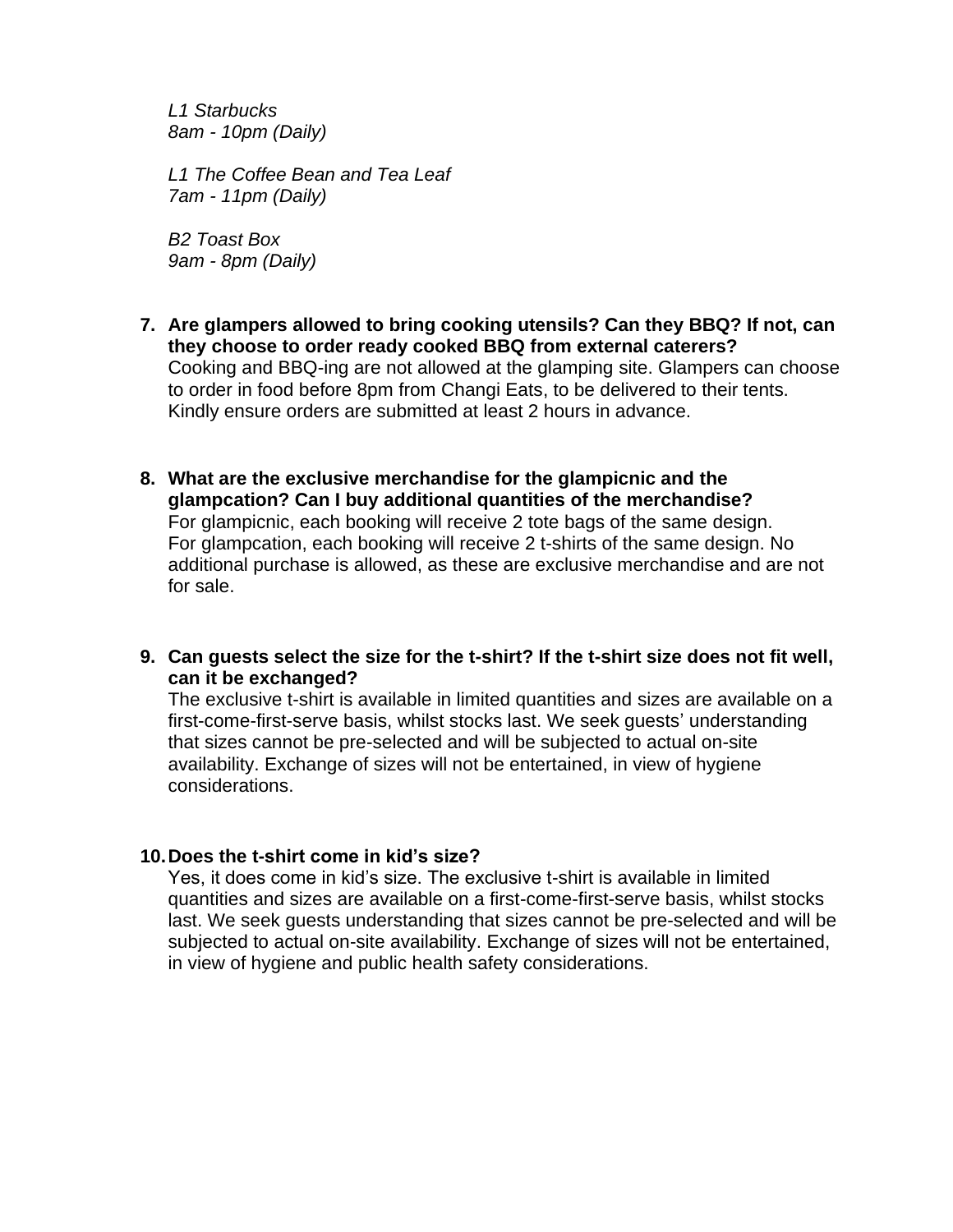*L1 Starbucks*
*8am - 10pm (Daily)*

*L1 The Coffee Bean and Tea Leaf*
*7am - 11pm (Daily)*

*B2 Toast Box*
*9am - 8pm (Daily)*

7. **Are glampers allowed to bring cooking utensils? Can they BBQ? If not, can they choose to order ready cooked BBQ from external caterers?**
   Cooking and BBQ-ing are not allowed at the glamping site. Glampers can choose to order in food before 8pm from Changi Eats, to be delivered to their tents. Kindly ensure orders are submitted at least 2 hours in advance.

8. **What are the exclusive merchandise for the glampicnic and the glampcation? Can I buy additional quantities of the merchandise?**
   For glampicnic, each booking will receive 2 tote bags of the same design.
   For glampcation, each booking will receive 2 t-shirts of the same design. No additional purchase is allowed, as these are exclusive merchandise and are not for sale.

9. **Can guests select the size for the t-shirt? If the t-shirt size does not fit well, can it be exchanged?**
   The exclusive t-shirt is available in limited quantities and sizes are available on a first-come-first-serve basis, whilst stocks last. We seek guests' understanding that sizes cannot be pre-selected and will be subjected to actual on-site availability. Exchange of sizes will not be entertained, in view of hygiene considerations.

10. **Does the t-shirt come in kid's size?**
    Yes, it does come in kid's size. The exclusive t-shirt is available in limited quantities and sizes are available on a first-come-first-serve basis, whilst stocks last. We seek guests understanding that sizes cannot be pre-selected and will be subjected to actual on-site availability. Exchange of sizes will not be entertained, in view of hygiene and public health safety considerations.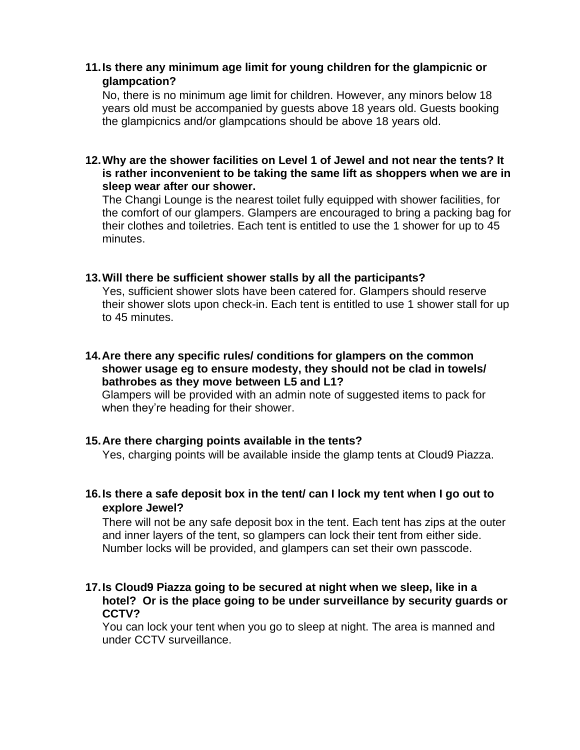11. **Is there any minimum age limit for young children for the glampicnic or glampcation?**
    No, there is no minimum age limit for children. However, any minors below 18 years old must be accompanied by guests above 18 years old. Guests booking the glampicnics and/or glampcations should be above 18 years old.

12. **Why are the shower facilities on Level 1 of Jewel and not near the tents? It is rather inconvenient to be taking the same lift as shoppers when we are in sleep wear after our shower.**
    The Changi Lounge is the nearest toilet fully equipped with shower facilities, for the comfort of our glampers. Glampers are encouraged to bring a packing bag for their clothes and toiletries. Each tent is entitled to use the 1 shower for up to 45 minutes.

13. **Will there be sufficient shower stalls by all the participants?**
    Yes, sufficient shower slots have been catered for. Glampers should reserve their shower slots upon check-in. Each tent is entitled to use 1 shower stall for up to 45 minutes.

14. **Are there any specific rules/ conditions for glampers on the common shower usage eg to ensure modesty, they should not be clad in towels/ bathrobes as they move between L5 and L1?**
    Glampers will be provided with an admin note of suggested items to pack for when they're heading for their shower.

15. **Are there charging points available in the tents?**
    Yes, charging points will be available inside the glamp tents at Cloud9 Piazza.

16. **Is there a safe deposit box in the tent/ can I lock my tent when I go out to explore Jewel?**
    There will not be any safe deposit box in the tent. Each tent has zips at the outer and inner layers of the tent, so glampers can lock their tent from either side. Number locks will be provided, and glampers can set their own passcode.

17. **Is Cloud9 Piazza going to be secured at night when we sleep, like in a hotel? Or is the place going to be under surveillance by security guards or CCTV?**
    You can lock your tent when you go to sleep at night. The area is manned and under CCTV surveillance.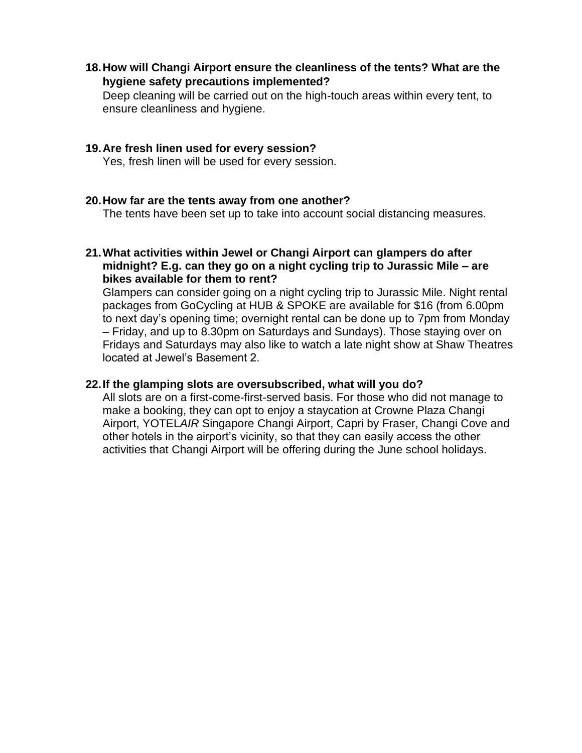18. **How will Changi Airport ensure the cleanliness of the tents? What are the hygiene safety precautions implemented?**
    Deep cleaning will be carried out on the high-touch areas within every tent, to ensure cleanliness and hygiene.

19. **Are fresh linen used for every session?**
    Yes, fresh linen will be used for every session.

20. **How far are the tents away from one another?**
    The tents have been set up to take into account social distancing measures.

21. **What activities within Jewel or Changi Airport can glampers do after midnight? E.g. can they go on a night cycling trip to Jurassic Mile – are bikes available for them to rent?**
    Glampers can consider going on a night cycling trip to Jurassic Mile. Night rental packages from GoCycling at HUB & SPOKE are available for $16 (from 6.00pm to next day's opening time; overnight rental can be done up to 7pm from Monday – Friday, and up to 8.30pm on Saturdays and Sundays). Those staying over on Fridays and Saturdays may also like to watch a late night show at Shaw Theatres located at Jewel's Basement 2.

22. **If the glamping slots are oversubscribed, what will you do?**
    All slots are on a first-come-first-served basis. For those who did not manage to make a booking, they can opt to enjoy a staycation at Crowne Plaza Changi Airport, YOTEL*AIR* Singapore Changi Airport, Capri by Fraser, Changi Cove and other hotels in the airport's vicinity, so that they can easily access the other activities that Changi Airport will be offering during the June school holidays.